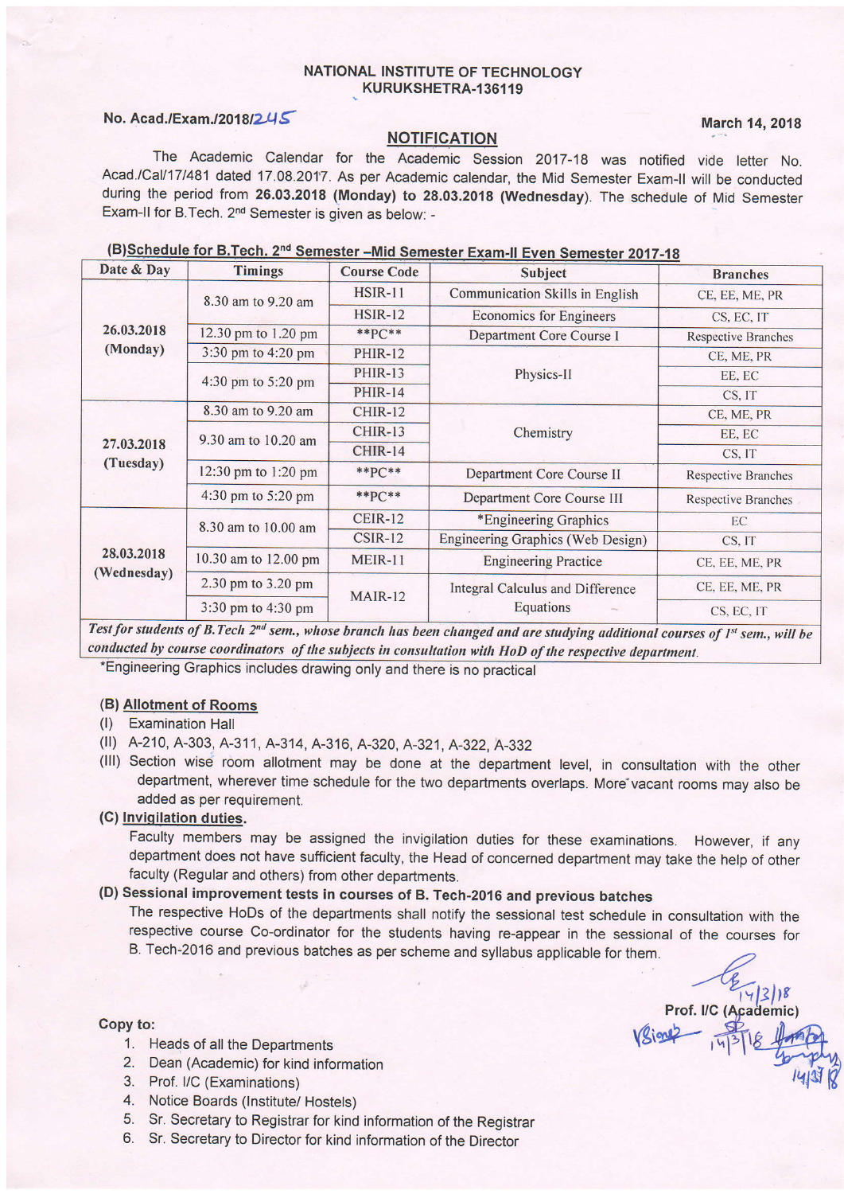**NATIONAL INSTITUTE OF TECHNOLOGY**
**KURUKSHETRA-136119**

**No. Acad./Exam./2018/245** **March 14, 2018**

## NOTIFICATION

The Academic Calendar for the Academic Session 2017-18 was notified vide letter No. Acad./Cal/17/481 dated 17.08.2017. As per Academic calendar, the Mid Semester Exam-II will be conducted during the period from **26.03.2018 (Monday) to 28.03.2018 (Wednesday)**. The schedule of Mid Semester Exam-II for B.Tech. 2nd Semester is given as below: -

**(B)Schedule for B.Tech. 2nd Semester –Mid Semester Exam-II Even Semester 2017-18**

| Date & Day | Timings | Course Code | Subject | Branches |
|---|---|---|---|---|
| 26.03.2018 (Monday) | 8.30 am to 9.20 am | HSIR-11 | Communication Skills in English | CE, EE, ME, PR |
| | | HSIR-12 | Economics for Engineers | CS, EC, IT |
| | 12.30 pm to 1.20 pm | **PC** | Department Core Course I | Respective Branches |
| | 3:30 pm to 4:20 pm | PHIR-12 | Physics-II | CE, ME, PR |
| | 4:30 pm to 5:20 pm | PHIR-13 | | EE, EC |
| | | PHIR-14 | | CS, IT |
| 27.03.2018 (Tuesday) | 8.30 am to 9.20 am | CHIR-12 | Chemistry | CE, ME, PR |
| | 9.30 am to 10.20 am | CHIR-13 | | EE, EC |
| | | CHIR-14 | | CS, IT |
| | 12:30 pm to 1:20 pm | **PC** | Department Core Course II | Respective Branches |
| | 4:30 pm to 5:20 pm | **PC** | Department Core Course III | Respective Branches |
| 28.03.2018 (Wednesday) | 8.30 am to 10.00 am | CEIR-12 | *Engineering Graphics | EC |
| | | CSIR-12 | Engineering Graphics (Web Design) | CS, IT |
| | 10.30 am to 12.00 pm | MEIR-11 | Engineering Practice | CE, EE, ME, PR |
| | 2.30 pm to 3.20 pm | MAIR-12 | Integral Calculus and Difference Equations | CE, EE, ME, PR |
| | 3:30 pm to 4:30 pm | | | CS, EC, IT |

*Test for students of B.Tech 2nd sem., whose branch has been changed and are studying additional courses of 1st sem., will be conducted by course coordinators of the subjects in consultation with HoD of the respective department.*

*Engineering Graphics includes drawing only and there is no practical

**(B) Allotment of Rooms**

(I) Examination Hall

(II) A-210, A-303, A-311, A-314, A-316, A-320, A-321, A-322, A-332

(III) Section wise room allotment may be done at the department level, in consultation with the other department, wherever time schedule for the two departments overlaps. More vacant rooms may also be added as per requirement.

**(C) Invigilation duties.**

Faculty members may be assigned the invigilation duties for these examinations. However, if any department does not have sufficient faculty, the Head of concerned department may take the help of other faculty (Regular and others) from other departments.

**(D) Sessional improvement tests in courses of B. Tech-2016 and previous batches**

The respective HoDs of the departments shall notify the sessional test schedule in consultation with the respective course Co-ordinator for the students having re-appear in the sessional of the courses for B. Tech-2016 and previous batches as per scheme and syllabus applicable for them.

14/3/18
**Prof. I/C (Academic)**

Copy to:

1. Heads of all the Departments
2. Dean (Academic) for kind information
3. Prof. I/C (Examinations)
4. Notice Boards (Institute/ Hostels)
5. Sr. Secretary to Registrar for kind information of the Registrar
6. Sr. Secretary to Director for kind information of the Director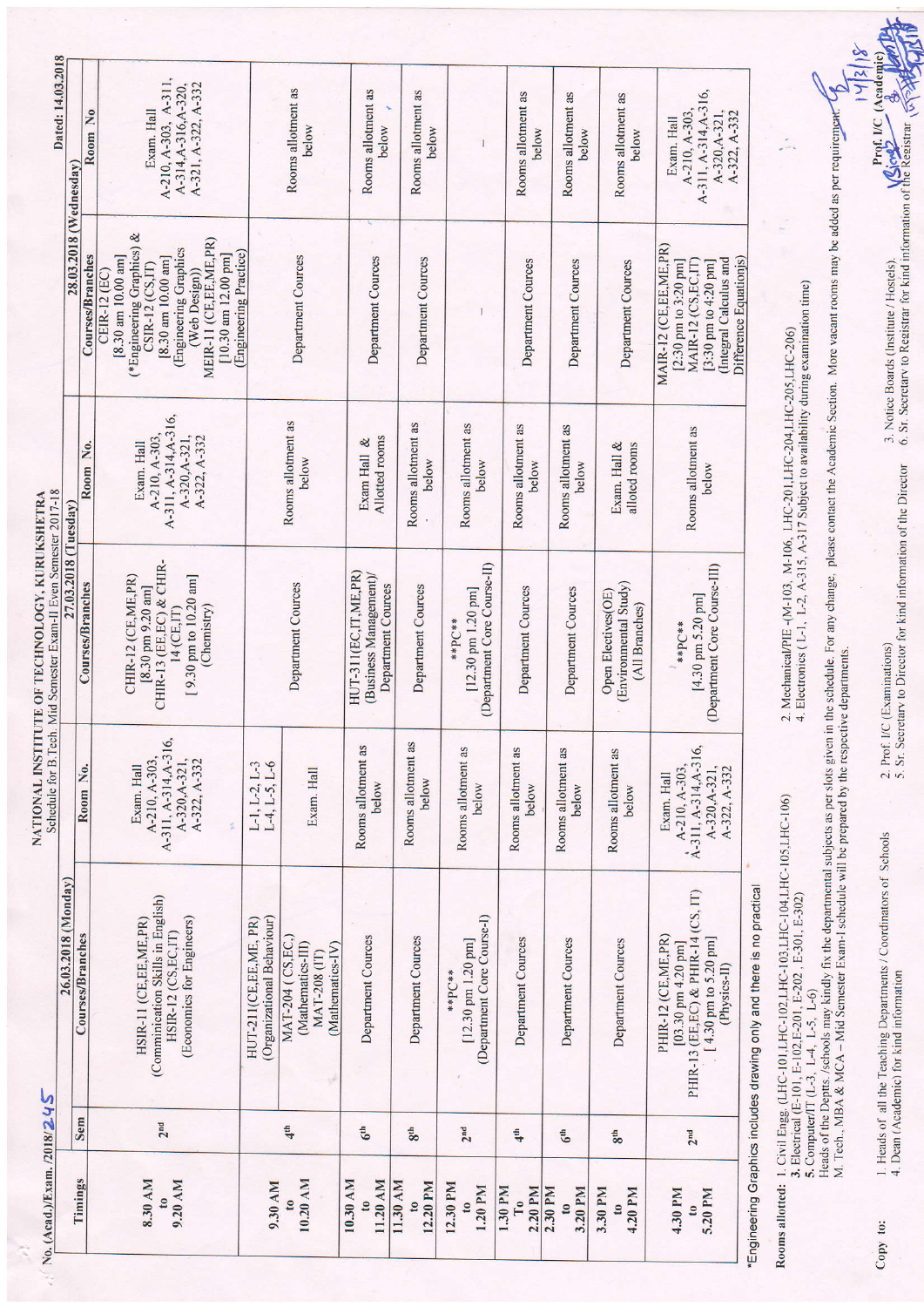No. (Acad.)/Exam. /2018/245

Dated: 14.03.2018

# NATIONAL INSTITUTE OF TECHNOLOGY, KURUKSHETRA

Schedule for B.Tech. Mid Semester Exam-II Even Semester 2017-18

| Timings | Sem | 26.03.2018 (Monday) Courses/Branches | Room No. | 27.03.2018 (Tuesday) Courses/Branches | Room No. | 28.03.2018 (Wednesday) Courses/Branches | Room No |
|---|---|---|---|---|---|---|---|
| 8.30 AM to 9.20 AM | 2nd | HSIR-11 (CE,EE,ME,PR) (Comminication Skills in English) HSIR-12 (CS,EC,IT) (Economics for Engineers) | Exam. Hall A-210, A-303, A-311, A-314,A-316, A-320,A-321, A-322, A-332 | CHIR-12 (CE,ME,PR) [8.30 pm 9.20 am] CHIR-13 (EE,EC) & CHIR-14 (CE,IT) [ 9.30 pm to 10.20 am] (Chemistry) | Exam. Hall A-210, A-303, A-311, A-314,A-316, A-320,A-321, A-322, A-332 | CEIR-12 (EC) [8.30 am 10.00 am] (*Engineering Graphics) & CSIR-12 (CS,IT) [8.30 am 10.00 am] (Engineering Graphics (Web Design)) MEIR-11 (CE,EE,ME,PR) [10.30 am 12.00 pm] (Engineering Practice) | Exam. Hall A-210, A-303, A-311, A-314,A-316,A-320, A-321, A-322, A-332 |
| 9.30 AM to 10.20 AM | 4th | HUT-211(CE,EE,ME, PR) (Organizational Behaviour) | L-1, L-2, L-3 L-4, L-5, L-6 | Department Cources | Rooms allotment as below | Department Cources | Rooms allotment as below |
| | | MAT-204 ( CS,EC,) (Mathematics-III) MAT-208 (IT) (Mathematics-IV) | Exam. Hall | | | | |
| 10.30 AM to 11.20 AM | 6th | Department Cources | Rooms allotment as below | HUT-311(EC,IT,ME,PR) (Business Management)/ Department Cources | Exam Hall & Allotted rooms | Department Cources | Rooms allotment as below |
| 11.30 AM to 12.20 PM | 8th | Department Cources | Rooms allotment as below | Department Cources | Rooms allotment as below | Department Cources | Rooms allotment as below |
| 12.30 PM to 1.20 PM | 2nd | **PC** [12.30 pm 1.20 pm] (Department Core Course-I) | Rooms allotment as below | **PC** [12.30 pm 1.20 pm] (Department Core Course-II) | Rooms allotment as below | — | — |
| 1.30 PM To 2.20 PM | 4th | Department Cources | Rooms allotment as below | Department Cources | Rooms allotment as below | Department Cources | Rooms allotment as below |
| 2.30 PM to 3.20 PM | 6th | Department Cources | Rooms allotment as below | Department Cources | Rooms allotment as below | Department Cources | Rooms allotment as below |
| 3.30 PM to 4.20 PM | 8th | Department Cources | Rooms allotment as below | Open Electives(OE) (Environmental Study) (All Branches) | Exam. Hall & alloted rooms | Department Cources | Rooms allotment as below |
| 4.30 PM to 5.20 PM | 2nd | PHIR-12 (CE,ME,PR) [03.30 pm 4.20 pm] PHIR-13 (EE,EC) & PHIR-14 (CS, IT) [ 4.30 pm to 5.20 pm] (Physics-II) | Exam. Hall A-210, A-303, A-311, A-314,A-316, A-320,A-321, A-322, A-332 | **PC** [4.30 pm 5.20 pm] (Department Core Course-III) | Rooms allotment as below | MAIR-12 (CE,EE,ME,PR) [2:30 pm to 3:20 pm] MAIR-12 (CS,EC,IT) [3:30 pm to 4:20 pm] (Integral Calculus and Difference Equations) | Exam. Hall A-210, A-303, A-311, A-314,A-316, A-320,A-321, A-322, A-332 |

*Engineering Graphics includes drawing only and there is no practical

**Rooms allotted:**
1. Civil Engg. (LHC-101,LHC-102,LHC-103,LHC-104,LHC-105,LHC-106)
2. Mechanical/PIE -(M-103, M-106, LHC-201,LHC-204,LHC-205,LHC-206)
3. Electrical (E-101, E-102,E-201, E-202, E-301, E-302)
4. Electronics ( L-1, L-2, A-315, A-317 Subject to availability during examination time)
5. Computer/IT (L-3, L-4, L-5, L-6)

Heads of the Deptts. /schools may kindly fix the departmental subjects as per slots given in the schedule. For any change, please contact the Academic Section. More vacant rooms may be added as per requirement.
M. Tech., MBA & MCA – Mid Semester Exam-I schedule will be prepared by the respective departments.

Prof. I/C (Academic)

Copy to:
1. Heads of all the Teaching Departments / Coordinators of Schools
2. Prof. I/C (Examinations)
3. Notice Boards (Institute / Hostels).
4. Dean (Academic) for kind information
5. Sr. Secretary to Director for kind information of the Director
6. Sr. Secretary to Registrar for kind information of the Registrar